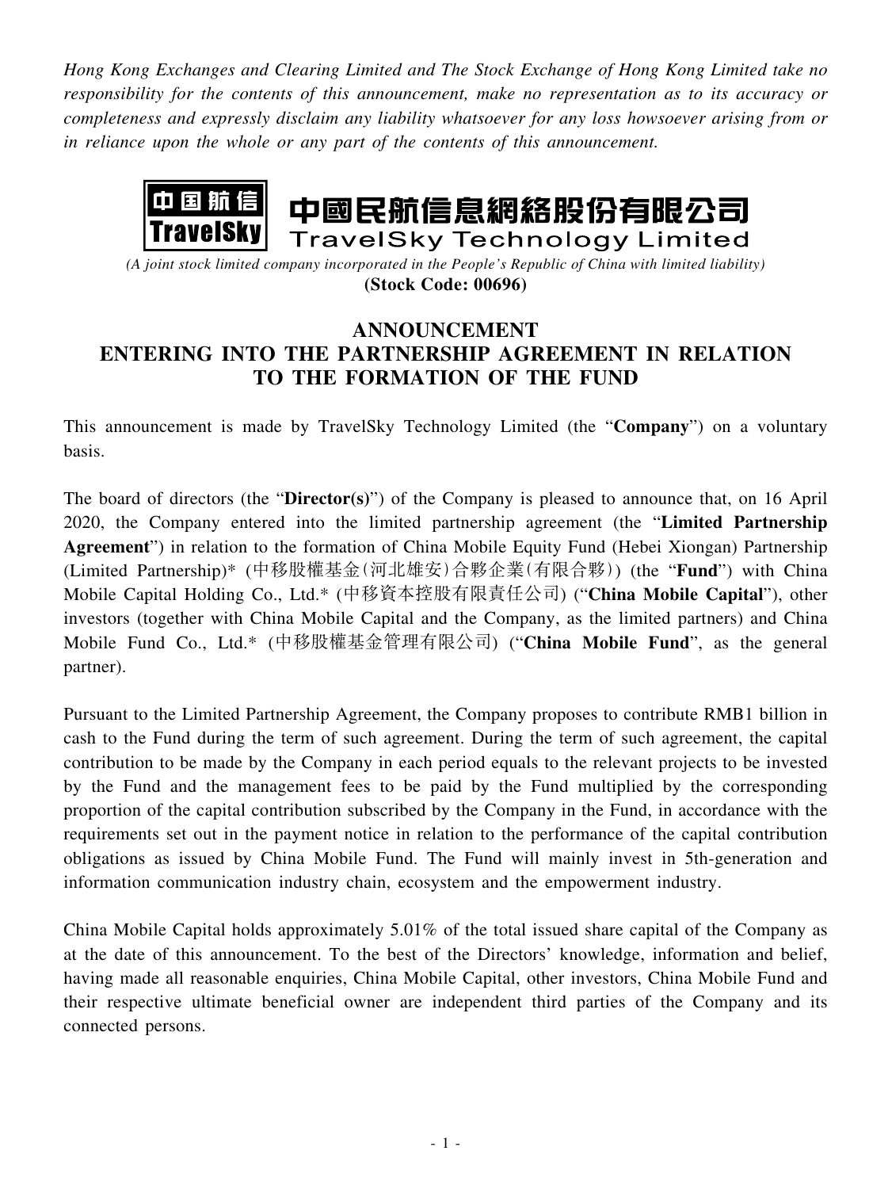*Hong Kong Exchanges and Clearing Limited and The Stock Exchange of Hong Kong Limited take no responsibility for the contents of this announcement, make no representation as to its accuracy or completeness and expressly disclaim any liability whatsoever for any loss howsoever arising from or in reliance upon the whole or any part of the contents of this announcement.*

中國民航信息網絡股份有限公司
TravelSky Technology Limited

*(A joint stock limited company incorporated in the People's Republic of China with limited liability)*
**(Stock Code: 00696)**

# ANNOUNCEMENT
# ENTERING INTO THE PARTNERSHIP AGREEMENT IN RELATION TO THE FORMATION OF THE FUND

This announcement is made by TravelSky Technology Limited (the "**Company**") on a voluntary basis.

The board of directors (the "**Director(s)**") of the Company is pleased to announce that, on 16 April 2020, the Company entered into the limited partnership agreement (the "**Limited Partnership Agreement**") in relation to the formation of China Mobile Equity Fund (Hebei Xiongan) Partnership (Limited Partnership)* (中移股權基金(河北雄安)合夥企業(有限合夥)) (the "**Fund**") with China Mobile Capital Holding Co., Ltd.* (中移資本控股有限責任公司) ("**China Mobile Capital**"), other investors (together with China Mobile Capital and the Company, as the limited partners) and China Mobile Fund Co., Ltd.* (中移股權基金管理有限公司) ("**China Mobile Fund**", as the general partner).

Pursuant to the Limited Partnership Agreement, the Company proposes to contribute RMB1 billion in cash to the Fund during the term of such agreement. During the term of such agreement, the capital contribution to be made by the Company in each period equals to the relevant projects to be invested by the Fund and the management fees to be paid by the Fund multiplied by the corresponding proportion of the capital contribution subscribed by the Company in the Fund, in accordance with the requirements set out in the payment notice in relation to the performance of the capital contribution obligations as issued by China Mobile Fund. The Fund will mainly invest in 5th-generation and information communication industry chain, ecosystem and the empowerment industry.

China Mobile Capital holds approximately 5.01% of the total issued share capital of the Company as at the date of this announcement. To the best of the Directors' knowledge, information and belief, having made all reasonable enquiries, China Mobile Capital, other investors, China Mobile Fund and their respective ultimate beneficial owner are independent third parties of the Company and its connected persons.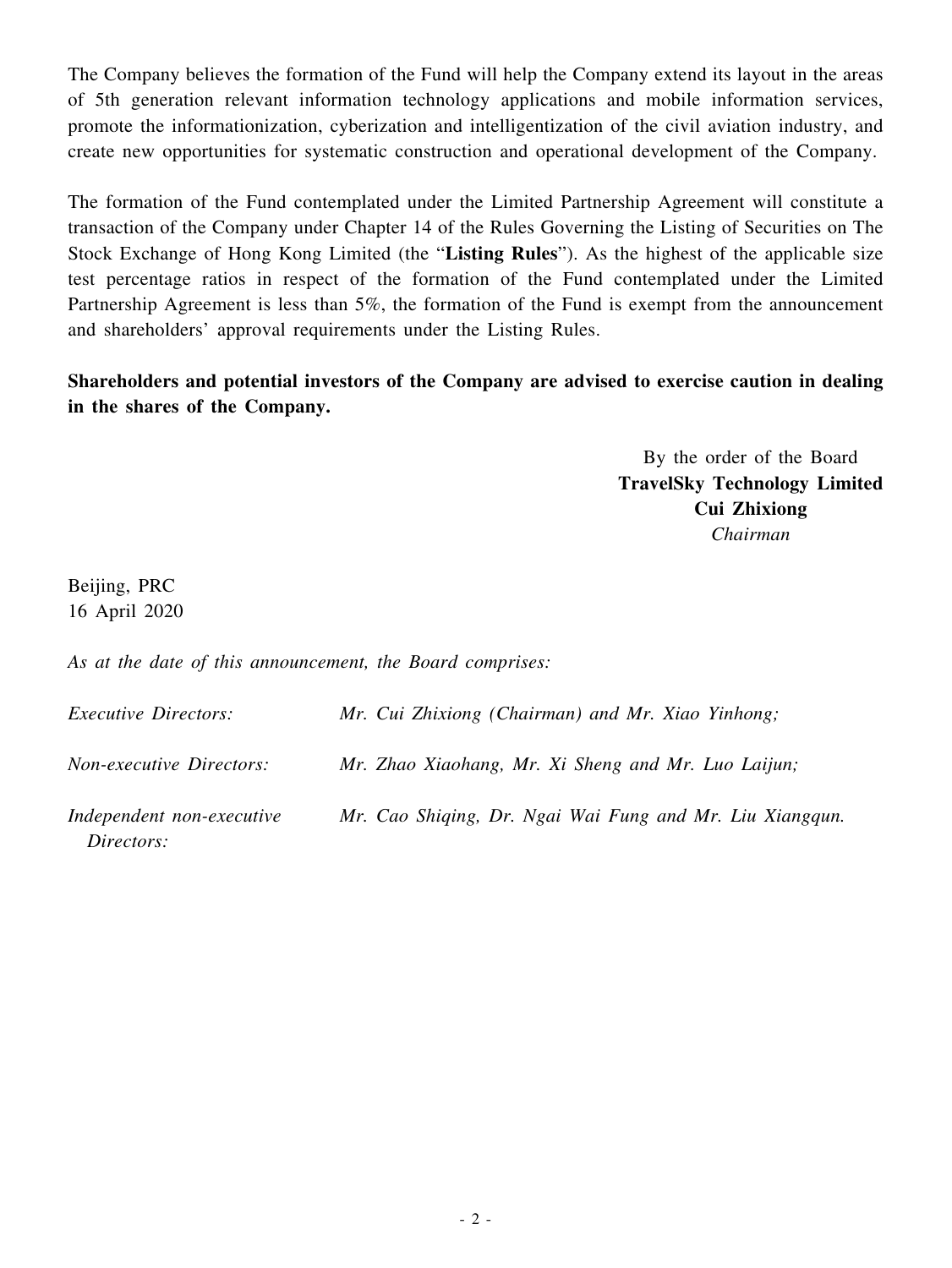The Company believes the formation of the Fund will help the Company extend its layout in the areas of 5th generation relevant information technology applications and mobile information services, promote the informationization, cyberization and intelligentization of the civil aviation industry, and create new opportunities for systematic construction and operational development of the Company.

The formation of the Fund contemplated under the Limited Partnership Agreement will constitute a transaction of the Company under Chapter 14 of the Rules Governing the Listing of Securities on The Stock Exchange of Hong Kong Limited (the "**Listing Rules**"). As the highest of the applicable size test percentage ratios in respect of the formation of the Fund contemplated under the Limited Partnership Agreement is less than 5%, the formation of the Fund is exempt from the announcement and shareholders' approval requirements under the Listing Rules.

**Shareholders and potential investors of the Company are advised to exercise caution in dealing in the shares of the Company.**

By the order of the Board
**TravelSky Technology Limited**
**Cui Zhixiong**
*Chairman*

Beijing, PRC
16 April 2020

*As at the date of this announcement, the Board comprises:*

| | |
|---|---|
| *Executive Directors:* | *Mr. Cui Zhixiong (Chairman) and Mr. Xiao Yinhong;* |
| *Non-executive Directors:* | *Mr. Zhao Xiaohang, Mr. Xi Sheng and Mr. Luo Laijun;* |
| *Independent non-executive Directors:* | *Mr. Cao Shiqing, Dr. Ngai Wai Fung and Mr. Liu Xiangqun.* |